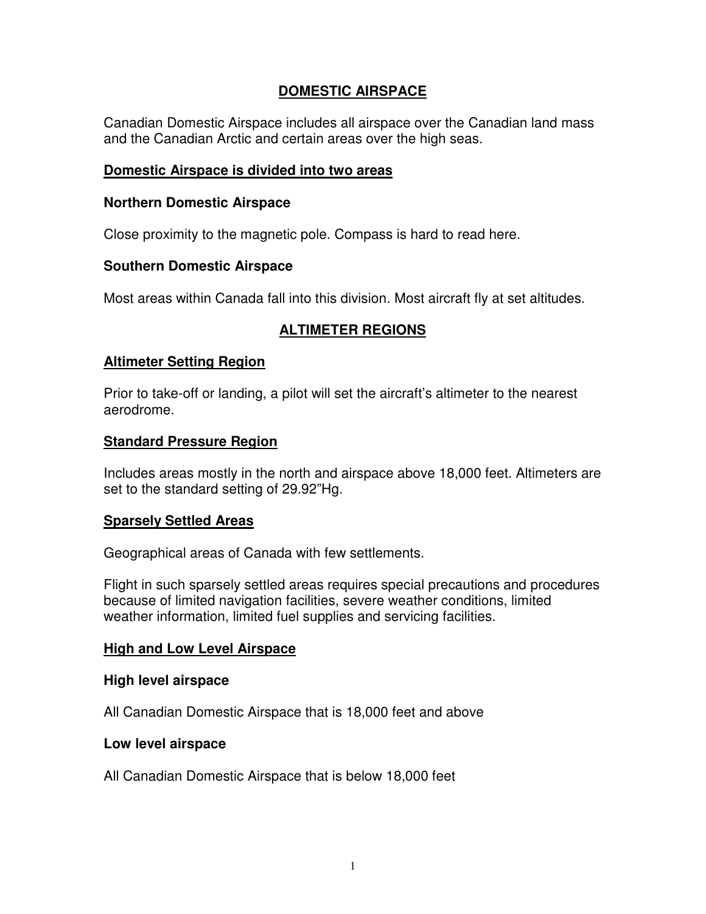# DOMESTIC AIRSPACE

Canadian Domestic Airspace includes all airspace over the Canadian land mass and the Canadian Arctic and certain areas over the high seas.

## Domestic Airspace is divided into two areas

### Northern Domestic Airspace

Close proximity to the magnetic pole. Compass is hard to read here.

### Southern Domestic Airspace

Most areas within Canada fall into this division. Most aircraft fly at set altitudes.

# ALTIMETER REGIONS

## Altimeter Setting Region

Prior to take-off or landing, a pilot will set the aircraft's altimeter to the nearest aerodrome.

## Standard Pressure Region

Includes areas mostly in the north and airspace above 18,000 feet. Altimeters are set to the standard setting of 29.92"Hg.

## Sparsely Settled Areas

Geographical areas of Canada with few settlements.

Flight in such sparsely settled areas requires special precautions and procedures because of limited navigation facilities, severe weather conditions, limited weather information, limited fuel supplies and servicing facilities.

## High and Low Level Airspace

### High level airspace

All Canadian Domestic Airspace that is 18,000 feet and above

### Low level airspace

All Canadian Domestic Airspace that is below 18,000 feet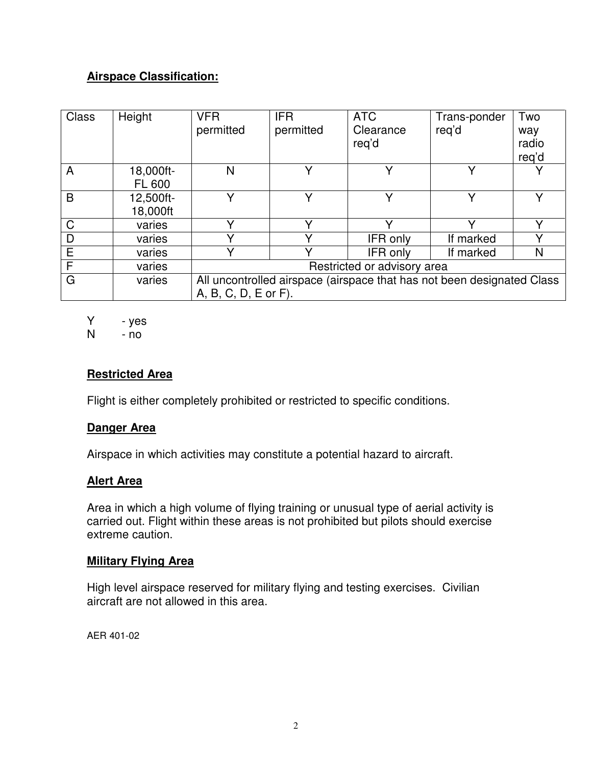**Airspace Classification:**

| Class | Height | VFR permitted | IFR permitted | ATC Clearance req'd | Trans-ponder req'd | Two way radio req'd |
|---|---|---|---|---|---|---|
| A | 18,000ft-FL 600 | N | Y | Y | Y | Y |
| B | 12,500ft-18,000ft | Y | Y | Y | Y | Y |
| C | varies | Y | Y | Y | Y | Y |
| D | varies | Y | Y | IFR only | If marked | Y |
| E | varies | Y | Y | IFR only | If marked | N |
| F | varies | Restricted or advisory area | | | | |
| G | varies | All uncontrolled airspace (airspace that has not been designated Class A, B, C, D, E or F). | | | | |

Y - yes
N - no

**Restricted Area**

Flight is either completely prohibited or restricted to specific conditions.

**Danger Area**

Airspace in which activities may constitute a potential hazard to aircraft.

**Alert Area**

Area in which a high volume of flying training or unusual type of aerial activity is carried out. Flight within these areas is not prohibited but pilots should exercise extreme caution.

**Military Flying Area**

High level airspace reserved for military flying and testing exercises. Civilian aircraft are not allowed in this area.

AER 401-02